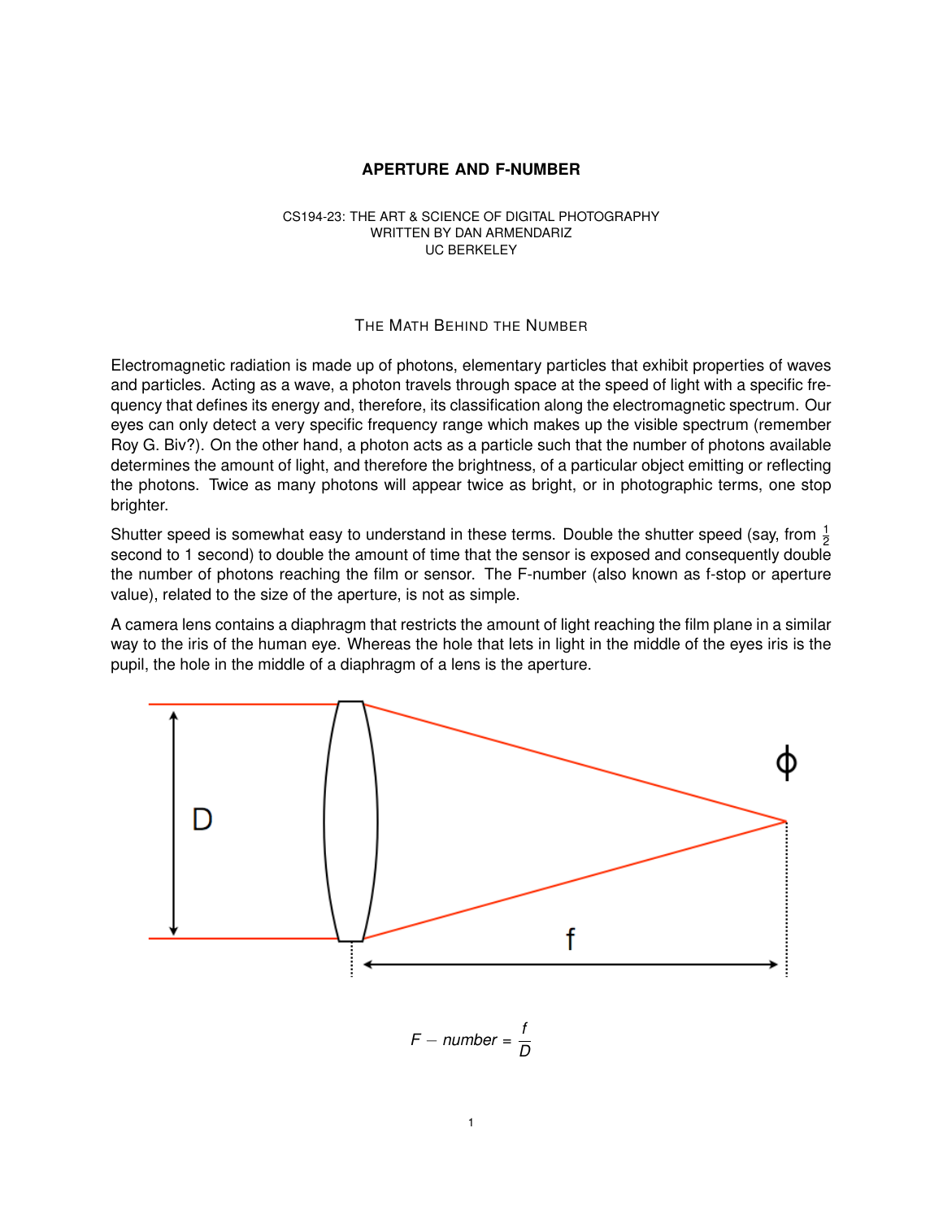# APERTURE AND F-NUMBER

CS194-23: THE ART & SCIENCE OF DIGITAL PHOTOGRAPHY
WRITTEN BY DAN ARMENDARIZ
UC BERKELEY

## The Math Behind the Number

Electromagnetic radiation is made up of photons, elementary particles that exhibit properties of waves and particles. Acting as a wave, a photon travels through space at the speed of light with a specific frequency that defines its energy and, therefore, its classification along the electromagnetic spectrum. Our eyes can only detect a very specific frequency range which makes up the visible spectrum (remember Roy G. Biv?). On the other hand, a photon acts as a particle such that the number of photons available determines the amount of light, and therefore the brightness, of a particular object emitting or reflecting the photons. Twice as many photons will appear twice as bright, or in photographic terms, one stop brighter.

Shutter speed is somewhat easy to understand in these terms. Double the shutter speed (say, from $\frac{1}{2}$ second to 1 second) to double the amount of time that the sensor is exposed and consequently double the number of photons reaching the film or sensor. The F-number (also known as f-stop or aperture value), related to the size of the aperture, is not as simple.

A camera lens contains a diaphragm that restricts the amount of light reaching the film plane in a similar way to the iris of the human eye. Whereas the hole that lets in light in the middle of the eyes iris is the pupil, the hole in the middle of a diaphragm of a lens is the aperture.

$$F - number = \frac{f}{D}$$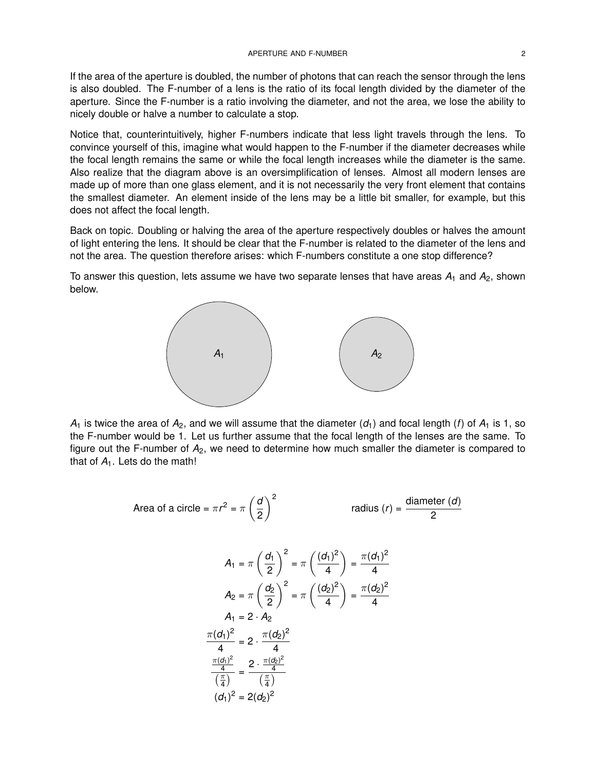If the area of the aperture is doubled, the number of photons that can reach the sensor through the lens is also doubled. The F-number of a lens is the ratio of its focal length divided by the diameter of the aperture. Since the F-number is a ratio involving the diameter, and not the area, we lose the ability to nicely double or halve a number to calculate a stop.

Notice that, counterintuitively, higher F-numbers indicate that less light travels through the lens. To convince yourself of this, imagine what would happen to the F-number if the diameter decreases while the focal length remains the same or while the focal length increases while the diameter is the same. Also realize that the diagram above is an oversimplification of lenses. Almost all modern lenses are made up of more than one glass element, and it is not necessarily the very front element that contains the smallest diameter. An element inside of the lens may be a little bit smaller, for example, but this does not affect the focal length.

Back on topic. Doubling or halving the area of the aperture respectively doubles or halves the amount of light entering the lens. It should be clear that the F-number is related to the diameter of the lens and not the area. The question therefore arises: which F-numbers constitute a one stop difference?

To answer this question, lets assume we have two separate lenses that have areas $A_1$ and $A_2$, shown below.

$A_1$ is twice the area of $A_2$, and we will assume that the diameter ($d_1$) and focal length ($f$) of $A_1$ is 1, so the F-number would be 1. Let us further assume that the focal length of the lenses are the same. To figure out the F-number of $A_2$, we need to determine how much smaller the diameter is compared to that of $A_1$. Lets do the math!

$$\text{Area of a circle} = \pi r^2 = \pi \left(\frac{d}{2}\right)^2 \qquad \text{radius } (r) = \frac{\text{diameter } (d)}{2}$$

$$A_1 = \pi \left(\frac{d_1}{2}\right)^2 = \pi \left(\frac{(d_1)^2}{4}\right) = \frac{\pi (d_1)^2}{4}$$

$$A_2 = \pi \left(\frac{d_2}{2}\right)^2 = \pi \left(\frac{(d_2)^2}{4}\right) = \frac{\pi (d_2)^2}{4}$$

$$A_1 = 2 \cdot A_2$$

$$\frac{\pi (d_1)^2}{4} = 2 \cdot \frac{\pi (d_2)^2}{4}$$

$$\frac{\frac{\pi (d_1)^2}{4}}{\left(\frac{\pi}{4}\right)} = \frac{2 \cdot \frac{\pi (d_2)^2}{4}}{\left(\frac{\pi}{4}\right)}$$

$$(d_1)^2 = 2(d_2)^2$$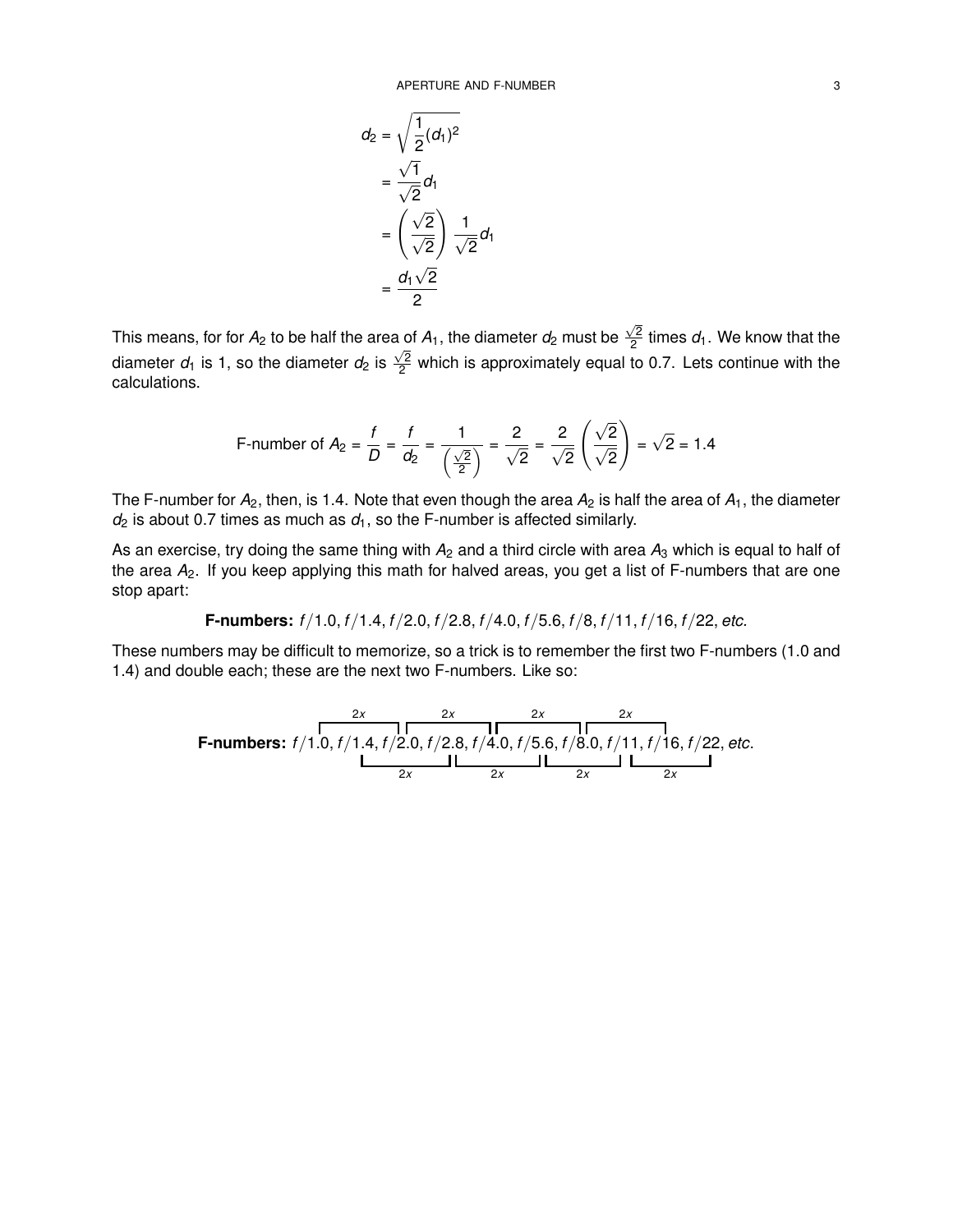$$
\begin{aligned}
d_2 &= \sqrt{\frac{1}{2}(d_1)^2} \\
&= \frac{\sqrt{1}}{\sqrt{2}} d_1 \\
&= \left(\frac{\sqrt{2}}{\sqrt{2}}\right) \frac{1}{\sqrt{2}} d_1 \\
&= \frac{d_1 \sqrt{2}}{2}
\end{aligned}
$$

This means, for for $A_2$ to be half the area of $A_1$, the diameter $d_2$ must be $\frac{\sqrt{2}}{2}$ times $d_1$. We know that the diameter $d_1$ is 1, so the diameter $d_2$ is $\frac{\sqrt{2}}{2}$ which is approximately equal to 0.7. Lets continue with the calculations.

$$
\text{F-number of } A_2 = \frac{f}{D} = \frac{f}{d_2} = \frac{1}{\left(\frac{\sqrt{2}}{2}\right)} = \frac{2}{\sqrt{2}} = \frac{2}{\sqrt{2}}\left(\frac{\sqrt{2}}{\sqrt{2}}\right) = \sqrt{2} = 1.4
$$

The F-number for $A_2$, then, is 1.4. Note that even though the area $A_2$ is half the area of $A_1$, the diameter $d_2$ is about 0.7 times as much as $d_1$, so the F-number is affected similarly.

As an exercise, try doing the same thing with $A_2$ and a third circle with area $A_3$ which is equal to half of the area $A_2$. If you keep applying this math for halved areas, you get a list of F-numbers that are one stop apart:

**F-numbers:** $f/1.0, f/1.4, f/2.0, f/2.8, f/4.0, f/5.6, f/8, f/11, f/16, f/22,$ *etc.*

These numbers may be difficult to memorize, so a trick is to remember the first two F-numbers (1.0 and 1.4) and double each; these are the next two F-numbers. Like so:

**F-numbers:** $f/1.0, f/1.4, f/2.0, f/2.8, f/4.0, f/5.6, f/8.0, f/11, f/16, f/22,$ *etc.*

(Brackets labeled $2x$ connect $f/1.0 \to f/2.0$, $f/2.0 \to f/4.0$, $f/4.0 \to f/8.0$, $f/8.0 \to f/16$ above, and $f/1.4 \to f/2.8$, $f/2.8 \to f/5.6$, $f/5.6 \to f/11$, $f/11 \to f/22$ below.)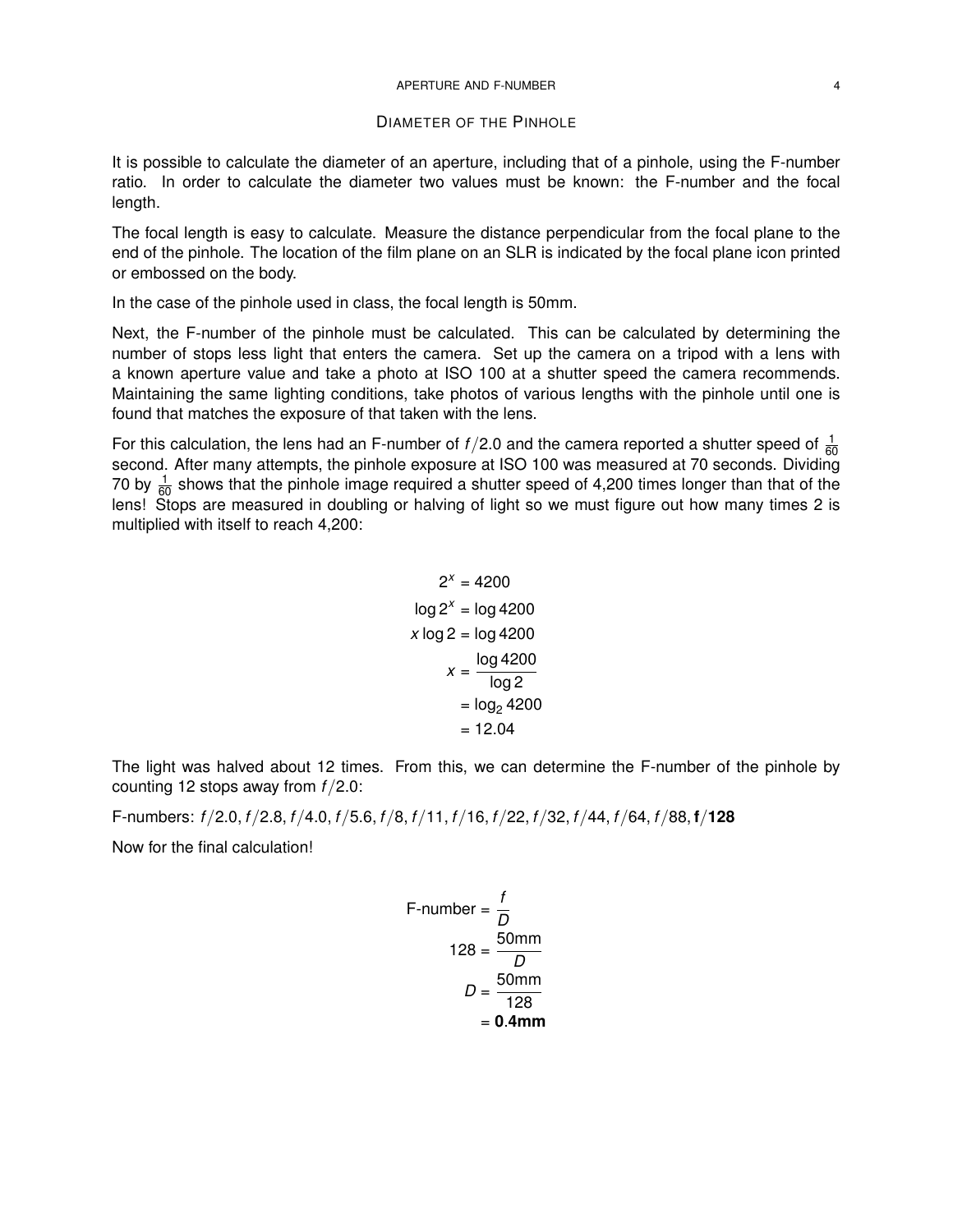## Diameter of the Pinhole

It is possible to calculate the diameter of an aperture, including that of a pinhole, using the F-number ratio. In order to calculate the diameter two values must be known: the F-number and the focal length.

The focal length is easy to calculate. Measure the distance perpendicular from the focal plane to the end of the pinhole. The location of the film plane on an SLR is indicated by the focal plane icon printed or embossed on the body.

In the case of the pinhole used in class, the focal length is 50mm.

Next, the F-number of the pinhole must be calculated. This can be calculated by determining the number of stops less light that enters the camera. Set up the camera on a tripod with a lens with a known aperture value and take a photo at ISO 100 at a shutter speed the camera recommends. Maintaining the same lighting conditions, take photos of various lengths with the pinhole until one is found that matches the exposure of that taken with the lens.

For this calculation, the lens had an F-number of $f/2.0$ and the camera reported a shutter speed of $\frac{1}{60}$ second. After many attempts, the pinhole exposure at ISO 100 was measured at 70 seconds. Dividing 70 by $\frac{1}{60}$ shows that the pinhole image required a shutter speed of 4,200 times longer than that of the lens! Stops are measured in doubling or halving of light so we must figure out how many times 2 is multiplied with itself to reach 4,200:

$$
\begin{aligned}
2^x &= 4200 \\
\log 2^x &= \log 4200 \\
x \log 2 &= \log 4200 \\
x &= \frac{\log 4200}{\log 2} \\
&= \log_2 4200 \\
&= 12.04
\end{aligned}
$$

The light was halved about 12 times. From this, we can determine the F-number of the pinhole by counting 12 stops away from $f/2.0$:

F-numbers: $f/2.0, f/2.8, f/4.0, f/5.6, f/8, f/11, f/16, f/22, f/32, f/44, f/64, f/88,$ **f/128**

Now for the final calculation!

$$
\begin{aligned}
\text{F-number} &= \frac{f}{D} \\
128 &= \frac{50\text{mm}}{D} \\
D &= \frac{50\text{mm}}{128} \\
&= \mathbf{0.4mm}
\end{aligned}
$$